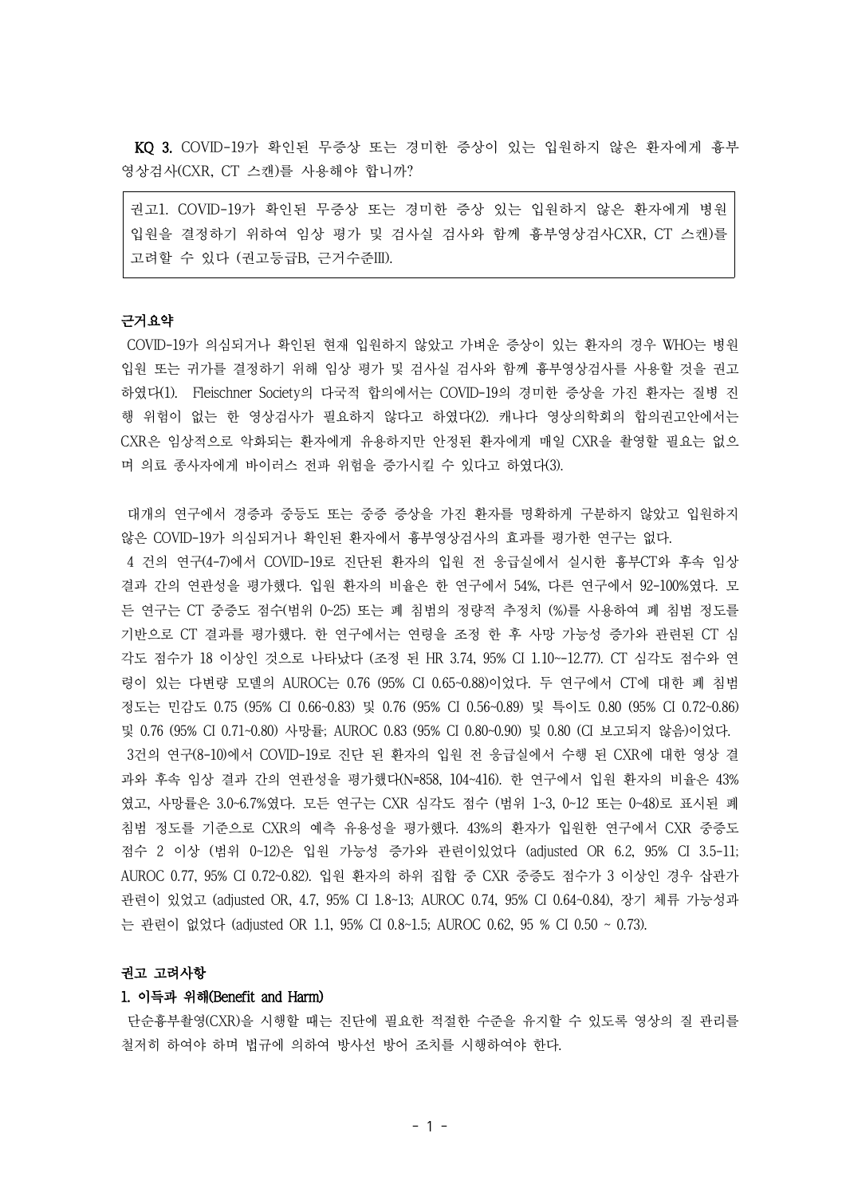**KQ 3.** COVID-19가 확인된 무증상 또는 경미한 증상이 있는 입원하지 않은 환자에게 흉부 영상검사(CXR, CT 스캔)를 사용해야 합니까?

> 권고1. COVID-19가 확인된 무증상 또는 경미한 증상 있는 입원하지 않은 환자에게 병원 입원을 결정하기 위하여 임상 평가 및 검사실 검사와 함께 흉부영상검사CXR, CT 스캔)를 고려할 수 있다 (권고등급B, 근거수준III).

**근거요약**

COVID-19가 의심되거나 확인된 현재 입원하지 않았고 가벼운 증상이 있는 환자의 경우 WHO는 병원 입원 또는 귀가를 결정하기 위해 임상 평가 및 검사실 검사와 함께 흉부영상검사를 사용할 것을 권고하였다(1). Fleischner Society의 다국적 합의에서는 COVID-19의 경미한 증상을 가진 환자는 질병 진행 위험이 없는 한 영상검사가 필요하지 않다고 하였다(2). 캐나다 영상의학회의 합의권고안에서는 CXR은 임상적으로 악화되는 환자에게 유용하지만 안정된 환자에게 매일 CXR을 촬영할 필요는 없으며 의료 종사자에게 바이러스 전파 위험을 증가시킬 수 있다고 하였다(3).

대개의 연구에서 경증과 중등도 또는 중증 증상을 가진 환자를 명확하게 구분하지 않았고 입원하지 않은 COVID-19가 의심되거나 확인된 환자에서 흉부영상검사의 효과를 평가한 연구는 없다.

4 건의 연구(4-7)에서 COVID-19로 진단된 환자의 입원 전 응급실에서 실시한 흉부CT와 후속 임상 결과 간의 연관성을 평가했다. 입원 환자의 비율은 한 연구에서 54%, 다른 연구에서 92-100%였다. 모든 연구는 CT 중증도 점수(범위 0~25) 또는 폐 침범의 정량적 추정치 (%)를 사용하여 폐 침범 정도를 기반으로 CT 결과를 평가했다. 한 연구에서는 연령을 조정 한 후 사망 가능성 증가와 관련된 CT 심각도 점수가 18 이상인 것으로 나타났다 (조정 된 HR 3.74, 95% CI 1.10~-12.77). CT 심각도 점수와 연령이 있는 다변량 모델의 AUROC는 0.76 (95% CI 0.65~0.88)이었다. 두 연구에서 CT에 대한 폐 침범 정도는 민감도 0.75 (95% CI 0.66~0.83) 및 0.76 (95% CI 0.56~0.89) 및 특이도 0.80 (95% CI 0.72~0.86) 및 0.76 (95% CI 0.71~0.80) 사망률; AUROC 0.83 (95% CI 0.80~0.90) 및 0.80 (CI 보고되지 않음)이었다.

3건의 연구(8-10)에서 COVID-19로 진단 된 환자의 입원 전 응급실에서 수행 된 CXR에 대한 영상 결과와 후속 임상 결과 간의 연관성을 평가했다(N=858, 104~416). 한 연구에서 입원 환자의 비율은 43%였고, 사망률은 3.0~6.7%였다. 모든 연구는 CXR 심각도 점수 (범위 1~3, 0~12 또는 0~48)로 표시된 폐 침범 정도를 기준으로 CXR의 예측 유용성을 평가했다. 43%의 환자가 입원한 연구에서 CXR 중증도 점수 2 이상 (범위 0~12)은 입원 가능성 증가와 관련이있었다 (adjusted OR 6.2, 95% CI 3.5-11; AUROC 0.77, 95% CI 0.72~0.82). 입원 환자의 하위 집합 중 CXR 중증도 점수가 3 이상인 경우 삽관가 관련이 있었고 (adjusted OR, 4.7, 95% CI 1.8~13; AUROC 0.74, 95% CI 0.64~0.84), 장기 체류 가능성과는 관련이 없었다 (adjusted OR 1.1, 95% CI 0.8~1.5; AUROC 0.62, 95 % CI 0.50 ~ 0.73).

**권고 고려사항**

**1. 이득과 위해(Benefit and Harm)**

단순흉부촬영(CXR)을 시행할 때는 진단에 필요한 적절한 수준을 유지할 수 있도록 영상의 질 관리를 철저히 하여야 하며 법규에 의하여 방사선 방어 조치를 시행하여야 한다.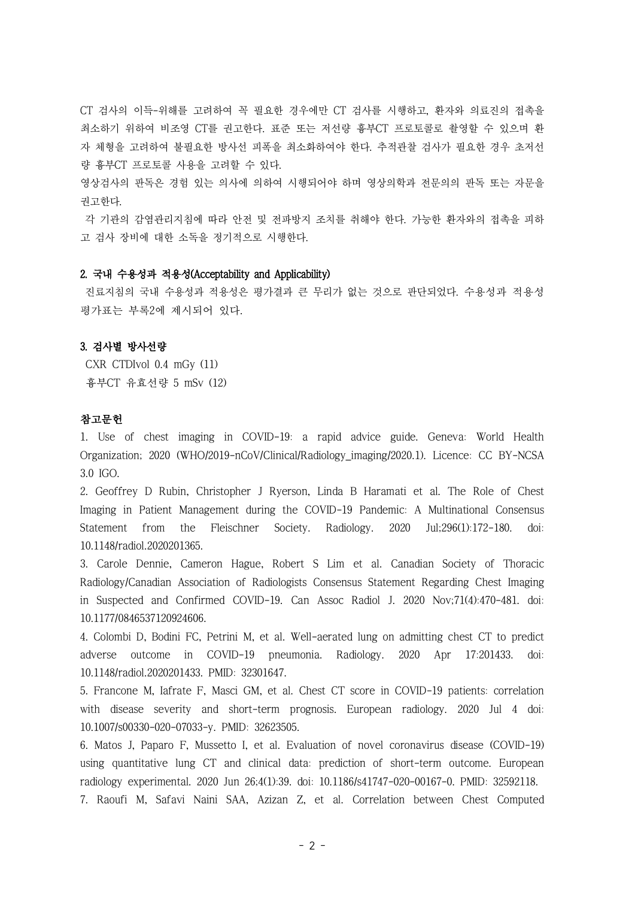CT 검사의 이득-위해를 고려하여 꼭 필요한 경우에만 CT 검사를 시행하고, 환자와 의료진의 접촉을 최소하기 위하여 비조영 CT를 권고한다. 표준 또는 저선량 흉부CT 프로토콜로 촬영할 수 있으며 환자 체형을 고려하여 불필요한 방사선 피폭을 최소화하여야 한다. 추적관찰 검사가 필요한 경우 초저선량 흉부CT 프로토콜 사용을 고려할 수 있다.

영상검사의 판독은 경험 있는 의사에 의하여 시행되어야 하며 영상의학과 전문의의 판독 또는 자문을 권고한다.

각 기관의 감염관리지침에 따라 안전 및 전파방지 조치를 취해야 한다. 가능한 환자와의 접촉을 피하고 검사 장비에 대한 소독을 정기적으로 시행한다.

**2. 국내 수용성과 적용성(Acceptability and Applicability)**

진료지침의 국내 수용성과 적용성은 평가결과 큰 무리가 없는 것으로 판단되었다. 수용성과 적용성 평가표는 부록2에 제시되어 있다.

**3. 검사별 방사선량**

CXR CTDIvol 0.4 mGy (11)
흉부CT 유효선량 5 mSv (12)

**참고문헌**

1. Use of chest imaging in COVID-19: a rapid advice guide. Geneva: World Health Organization; 2020 (WHO/2019-nCoV/Clinical/Radiology_imaging/2020.1). Licence: CC BY-NCSA 3.0 IGO.
2. Geoffrey D Rubin, Christopher J Ryerson, Linda B Haramati et al. The Role of Chest Imaging in Patient Management during the COVID-19 Pandemic: A Multinational Consensus Statement from the Fleischner Society. Radiology. 2020 Jul;296(1):172-180. doi: 10.1148/radiol.2020201365.
3. Carole Dennie, Cameron Hague, Robert S Lim et al. Canadian Society of Thoracic Radiology/Canadian Association of Radiologists Consensus Statement Regarding Chest Imaging in Suspected and Confirmed COVID-19. Can Assoc Radiol J. 2020 Nov;71(4):470-481. doi: 10.1177/0846537120924606.
4. Colombi D, Bodini FC, Petrini M, et al. Well-aerated lung on admitting chest CT to predict adverse outcome in COVID-19 pneumonia. Radiology. 2020 Apr 17:201433. doi: 10.1148/radiol.2020201433. PMID: 32301647.
5. Francone M, Iafrate F, Masci GM, et al. Chest CT score in COVID-19 patients: correlation with disease severity and short-term prognosis. European radiology. 2020 Jul 4 doi: 10.1007/s00330-020-07033-y. PMID: 32623505.
6. Matos J, Paparo F, Mussetto I, et al. Evaluation of novel coronavirus disease (COVID-19) using quantitative lung CT and clinical data: prediction of short-term outcome. European radiology experimental. 2020 Jun 26;4(1):39. doi: 10.1186/s41747-020-00167-0. PMID: 32592118.
7. Raoufi M, Safavi Naini SAA, Azizan Z, et al. Correlation between Chest Computed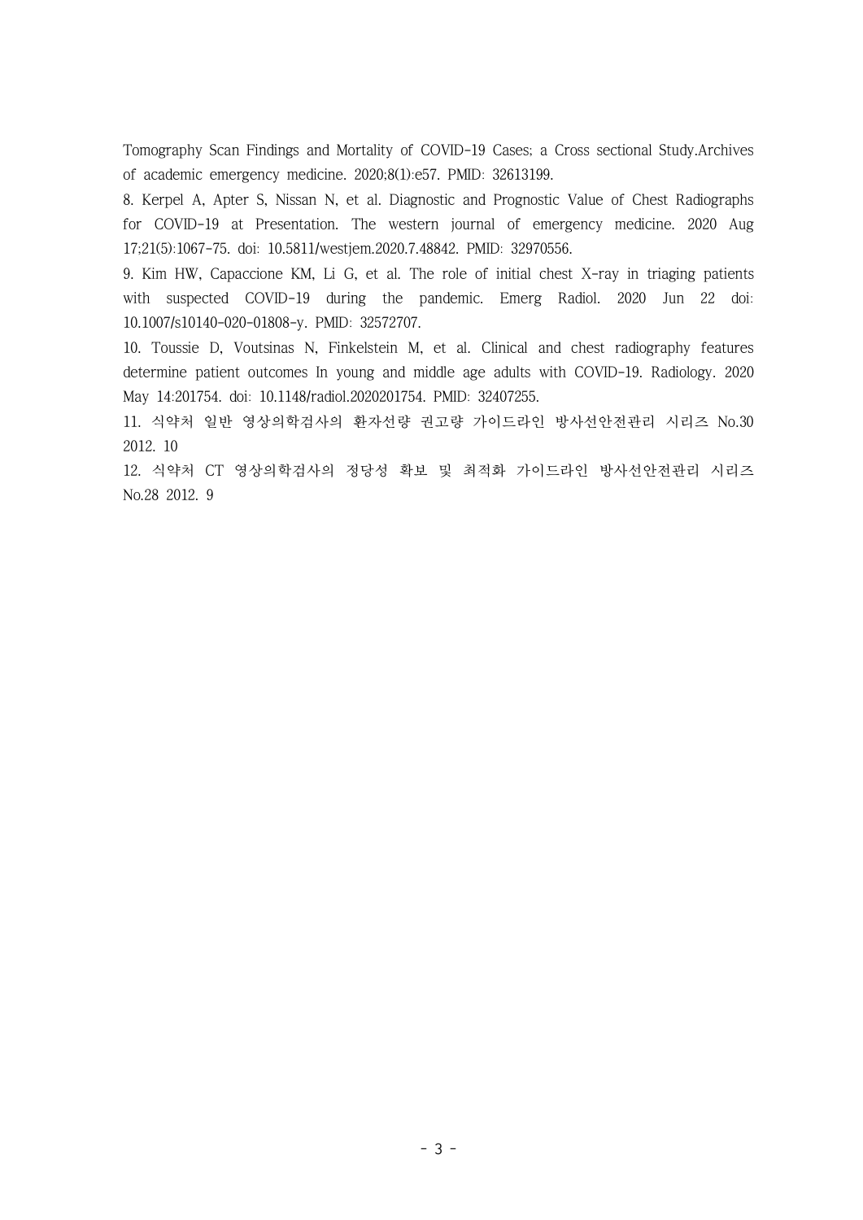Tomography Scan Findings and Mortality of COVID-19 Cases; a Cross sectional Study.Archives of academic emergency medicine. 2020;8(1):e57. PMID: 32613199.

8. Kerpel A, Apter S, Nissan N, et al. Diagnostic and Prognostic Value of Chest Radiographs for COVID-19 at Presentation. The western journal of emergency medicine. 2020 Aug 17;21(5):1067-75. doi: 10.5811/westjem.2020.7.48842. PMID: 32970556.

9. Kim HW, Capaccione KM, Li G, et al. The role of initial chest X-ray in triaging patients with suspected COVID-19 during the pandemic. Emerg Radiol. 2020 Jun 22 doi: 10.1007/s10140-020-01808-y. PMID: 32572707.

10. Toussie D, Voutsinas N, Finkelstein M, et al. Clinical and chest radiography features determine patient outcomes In young and middle age adults with COVID-19. Radiology. 2020 May 14:201754. doi: 10.1148/radiol.2020201754. PMID: 32407255.

11. 식약처 일반 영상의학검사의 환자선량 권고량 가이드라인 방사선안전관리 시리즈 No.30 2012. 10

12. 식약처 CT 영상의학검사의 정당성 확보 및 최적화 가이드라인 방사선안전관리 시리즈 No.28 2012. 9